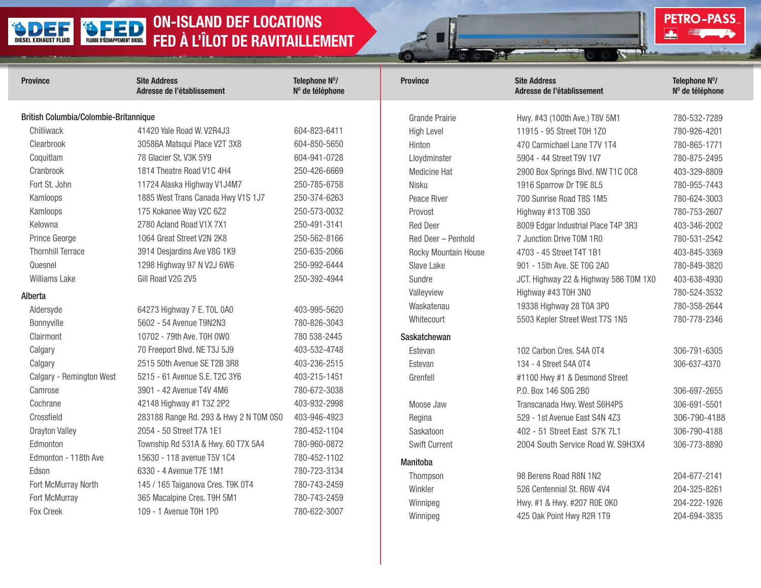# ON-ISLAND DEF LOCATIONS
# FED À L'ÎLOT DE RAVITAILLEMENT

DEF DIESEL EXHAUST FLUID | FED FLUIDE D'ÉCHAPPEMENT DIESEL | PETRO-PASS

| Province | Site Address<br>Adresse de l'établissement | Telephone N⁰/<br>N⁰ de téléphone |
|---|---|---|
| **British Columbia/Colombie-Britannique** | | |
| Chilliwack | 41420 Yale Road W. V2R4J3 | 604-823-6411 |
| Clearbrook | 30586A Matsqui Place V2T 3X8 | 604-850-5650 |
| Coquitlam | 78 Glacier St. V3K 5Y9 | 604-941-0728 |
| Cranbrook | 1814 Theatre Road V1C 4H4 | 250-426-6669 |
| Fort St. John | 11724 Alaska Highway V1J4M7 | 250-785-6758 |
| Kamloops | 1885 West Trans Canada Hwy V1S 1J7 | 250-374-6263 |
| Kamloops | 175 Kokanee Way V2C 6Z2 | 250-573-0032 |
| Kelowna | 2780 Acland Road V1X 7X1 | 250-491-3141 |
| Prince George | 1064 Great Street V2N 2K8 | 250-562-8166 |
| Thornhill Terrace | 3914 Desjardins Ave V8G 1K9 | 250-635-2066 |
| Quesnel | 1298 Highway 97 N V2J 6W6 | 250-992-6444 |
| Williams Lake | Gill Road V2G 2V5 | 250-392-4944 |
| **Alberta** | | |
| Aldersyde | 64273 Highway 7 E. T0L 0A0 | 403-995-5620 |
| Bonnyville | 5602 - 54 Avenue T9N2N3 | 780-826-3043 |
| Clairmont | 10702 - 79th Ave. T0H 0W0 | 780 538-2445 |
| Calgary | 70 Freeport Blvd. NE T3J 5J9 | 403-532-4748 |
| Calgary | 2515 50th Avenue SE T2B 3R8 | 403-236-2515 |
| Calgary - Remington West | 5215 - 61 Avenue S.E. T2C 3Y6 | 403-215-1451 |
| Camrose | 3901 - 42 Avenue T4V 4M6 | 780-672-3038 |
| Cochrane | 42148 Highway #1 T3Z 2P2 | 403-932-2998 |
| Crossfield | 283188 Range Rd. 293 & Hwy 2 N T0M 0S0 | 403-946-4923 |
| Drayton Valley | 2054 - 50 Street T7A 1E1 | 780-452-1104 |
| Edmonton | Township Rd 531A & Hwy. 60 T7X 5A4 | 780-960-0872 |
| Edmonton - 118th Ave | 15630 - 118 avenue T5V 1C4 | 780-452-1102 |
| Edson | 6330 - 4 Avenue T7E 1M1 | 780-723-3134 |
| Fort McMurray North | 145 / 165 Taiganova Cres. T9K 0T4 | 780-743-2459 |
| Fort McMurray | 365 Macalpine Cres. T9H 5M1 | 780-743-2459 |
| Fox Creek | 109 - 1 Avenue T0H 1P0 | 780-622-3007 |
| Grande Prairie | Hwy. #43 (100th Ave.) T8V 5M1 | 780-532-7289 |
| High Level | 11915 - 95 Street T0H 1Z0 | 780-926-4201 |
| Hinton | 470 Carmichael Lane T7V 1T4 | 780-865-1771 |
| Lloydminster | 5904 - 44 Street T9V 1V7 | 780-875-2495 |
| Medicine Hat | 2900 Box Springs Blvd. NW T1C 0C8 | 403-329-8809 |
| Nisku | 1916 Sparrow Dr T9E 8L5 | 780-955-7443 |
| Peace River | 700 Sunrise Road T8S 1M5 | 780-624-3003 |
| Provost | Highway #13 T0B 3S0 | 780-753-2607 |
| Red Deer | 8009 Edgar Industrial Place T4P 3R3 | 403-346-2002 |
| Red Deer – Penhold | 7 Junction Drive T0M 1R0 | 780-531-2542 |
| Rocky Mountain House | 4703 - 45 Street T4T 1B1 | 403-845-3369 |
| Slave Lake | 901 - 15th Ave. SE T0G 2A0 | 780-849-3820 |
| Sundre | JCT. Highway 22 & Highway 586 T0M 1X0 | 403-638-4930 |
| Valleyview | Highway #43 T0H 3N0 | 780-524-3532 |
| Waskatenau | 19338 Highway 28 T0A 3P0 | 780-358-2644 |
| Whitecourt | 5503 Kepler Street West T7S 1N5 | 780-778-2346 |
| **Saskatchewan** | | |
| Estevan | 102 Carbon Cres. S4A 0T4 | 306-791-6305 |
| Estevan | 134 - 4 Street S4A 0T4 | 306-637-4370 |
| Grenfell | #1100 Hwy #1 & Desmond Street<br>P.O. Box 146 S0G 2B0 | 306-697-2655 |
| Moose Jaw | Transcanada Hwy. West S6H4P5 | 306-691-5501 |
| Regina | 529 - 1st Avenue East S4N 4Z3 | 306-790-4188 |
| Saskatoon | 402 - 51 Street East S7K 7L1 | 306-790-4188 |
| Swift Current | 2004 South Service Road W. S9H3X4 | 306-773-8890 |
| **Manitoba** | | |
| Thompson | 98 Berens Road R8N 1N2 | 204-677-2141 |
| Winkler | 526 Centennial St. R6W 4V4 | 204-325-8261 |
| Winnipeg | Hwy. #1 & Hwy. #207 R0E 0K0 | 204-222-1926 |
| Winnipeg | 425 Oak Point Hwy R2R 1T9 | 204-694-3835 |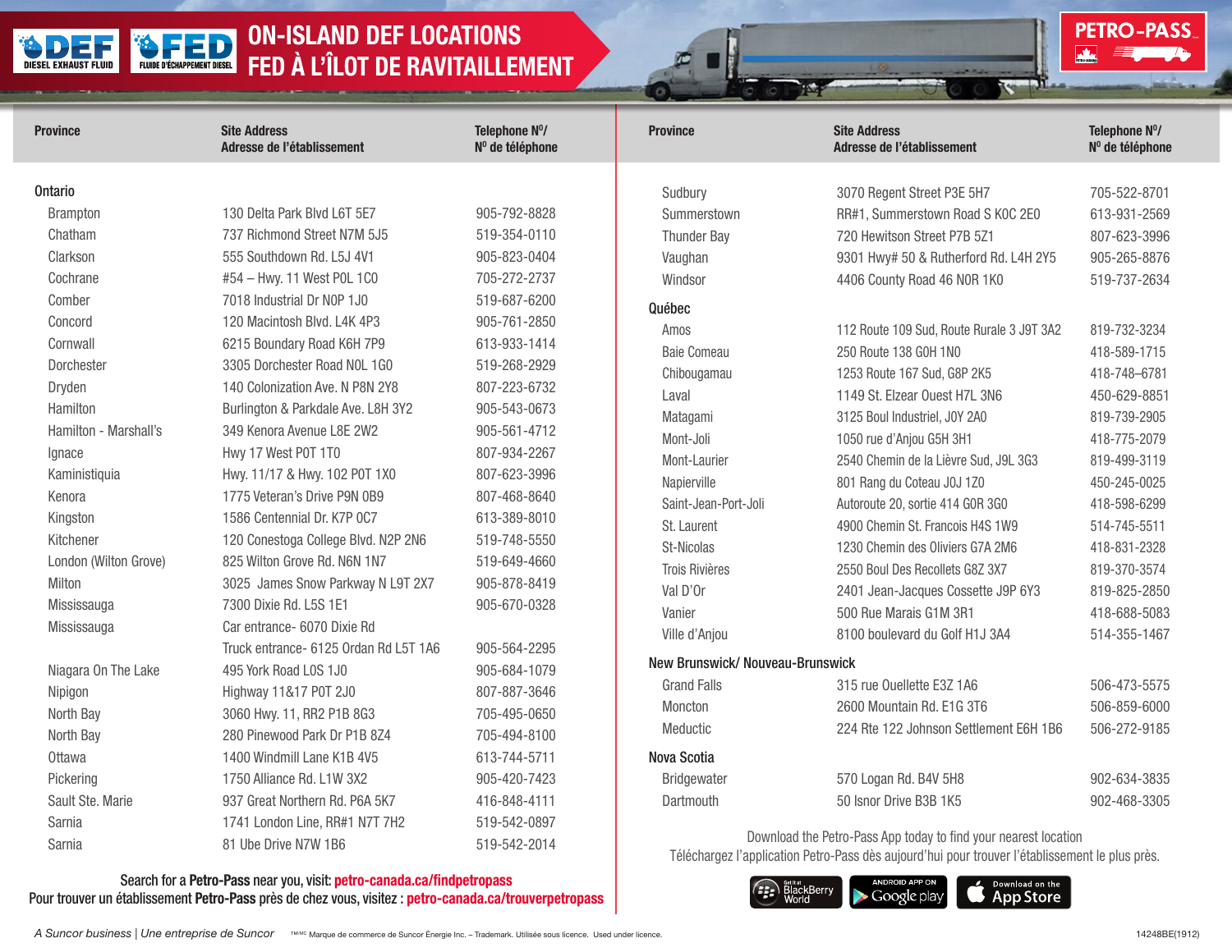# ON-ISLAND DEF LOCATIONS
# FED À L'ÎLOT DE RAVITAILLEMENT

| Province | Site Address<br>Adresse de l'établissement | Telephone N°/<br>N° de téléphone |
|---|---|---|
| **Ontario** | | |
| Brampton | 130 Delta Park Blvd L6T 5E7 | 905-792-8828 |
| Chatham | 737 Richmond Street N7M 5J5 | 519-354-0110 |
| Clarkson | 555 Southdown Rd. L5J 4V1 | 905-823-0404 |
| Cochrane | #54 – Hwy. 11 West P0L 1C0 | 705-272-2737 |
| Comber | 7018 Industrial Dr N0P 1J0 | 519-687-6200 |
| Concord | 120 Macintosh Blvd. L4K 4P3 | 905-761-2850 |
| Cornwall | 6215 Boundary Road K6H 7P9 | 613-933-1414 |
| Dorchester | 3305 Dorchester Road N0L 1G0 | 519-268-2929 |
| Dryden | 140 Colonization Ave. N P8N 2Y8 | 807-223-6732 |
| Hamilton | Burlington & Parkdale Ave. L8H 3Y2 | 905-543-0673 |
| Hamilton - Marshall's | 349 Kenora Avenue L8E 2W2 | 905-561-4712 |
| Ignace | Hwy 17 West P0T 1T0 | 807-934-2267 |
| Kaministiquia | Hwy. 11/17 & Hwy. 102 P0T 1X0 | 807-623-3996 |
| Kenora | 1775 Veteran's Drive P9N 0B9 | 807-468-8640 |
| Kingston | 1586 Centennial Dr. K7P 0C7 | 613-389-8010 |
| Kitchener | 120 Conestoga College Blvd. N2P 2N6 | 519-748-5550 |
| London (Wilton Grove) | 825 Wilton Grove Rd. N6N 1N7 | 519-649-4660 |
| Milton | 3025 James Snow Parkway N L9T 2X7 | 905-878-8419 |
| Mississauga | 7300 Dixie Rd. L5S 1E1 | 905-670-0328 |
| Mississauga | Car entrance- 6070 Dixie Rd<br>Truck entrance- 6125 Ordan Rd L5T 1A6 | 905-564-2295 |
| Niagara On The Lake | 495 York Road L0S 1J0 | 905-684-1079 |
| Nipigon | Highway 11&17 P0T 2J0 | 807-887-3646 |
| North Bay | 3060 Hwy. 11, RR2 P1B 8G3 | 705-495-0650 |
| North Bay | 280 Pinewood Park Dr P1B 8Z4 | 705-494-8100 |
| Ottawa | 1400 Windmill Lane K1B 4V5 | 613-744-5711 |
| Pickering | 1750 Alliance Rd. L1W 3X2 | 905-420-7423 |
| Sault Ste. Marie | 937 Great Northern Rd. P6A 5K7 | 416-848-4111 |
| Sarnia | 1741 London Line, RR#1 N7T 7H2 | 519-542-0897 |
| Sarnia | 81 Ube Drive N7W 1B6 | 519-542-2014 |
| Sudbury | 3070 Regent Street P3E 5H7 | 705-522-8701 |
| Summerstown | RR#1, Summerstown Road S K0C 2E0 | 613-931-2569 |
| Thunder Bay | 720 Hewitson Street P7B 5Z1 | 807-623-3996 |
| Vaughan | 9301 Hwy# 50 & Rutherford Rd. L4H 2Y5 | 905-265-8876 |
| Windsor | 4406 County Road 46 N0R 1K0 | 519-737-2634 |
| **Québec** | | |
| Amos | 112 Route 109 Sud, Route Rurale 3 J9T 3A2 | 819-732-3234 |
| Baie Comeau | 250 Route 138 G0H 1N0 | 418-589-1715 |
| Chibougamau | 1253 Route 167 Sud, G8P 2K5 | 418-748-6781 |
| Laval | 1149 St. Elzear Ouest H7L 3N6 | 450-629-8851 |
| Matagami | 3125 Boul Industriel, J0Y 2A0 | 819-739-2905 |
| Mont-Joli | 1050 rue d'Anjou G5H 3H1 | 418-775-2079 |
| Mont-Laurier | 2540 Chemin de la Lièvre Sud, J9L 3G3 | 819-499-3119 |
| Napierville | 801 Rang du Coteau J0J 1Z0 | 450-245-0025 |
| Saint-Jean-Port-Joli | Autoroute 20, sortie 414 G0R 3G0 | 418-598-6299 |
| St. Laurent | 4900 Chemin St. Francois H4S 1W9 | 514-745-5511 |
| St-Nicolas | 1230 Chemin des Oliviers G7A 2M6 | 418-831-2328 |
| Trois Rivières | 2550 Boul Des Recollets G8Z 3X7 | 819-370-3574 |
| Val D'Or | 2401 Jean-Jacques Cossette J9P 6Y3 | 819-825-2850 |
| Vanier | 500 Rue Marais G1M 3R1 | 418-688-5083 |
| Ville d'Anjou | 8100 boulevard du Golf H1J 3A4 | 514-355-1467 |
| **New Brunswick/ Nouveau-Brunswick** | | |
| Grand Falls | 315 rue Ouellette E3Z 1A6 | 506-473-5575 |
| Moncton | 2600 Mountain Rd. E1G 3T6 | 506-859-6000 |
| Meductic | 224 Rte 122 Johnson Settlement E6H 1B6 | 506-272-9185 |
| **Nova Scotia** | | |
| Bridgewater | 570 Logan Rd. B4V 5H8 | 902-634-3835 |
| Dartmouth | 50 Isnor Drive B3B 1K5 | 902-468-3305 |

Search for a **Petro-Pass** near you, visit: petro-canada.ca/findpetropass
Pour trouver un établissement **Petro-Pass** près de chez vous, visitez : petro-canada.ca/trouverpetropass

Download the Petro-Pass App today to find your nearest location
Téléchargez l'application Petro-Pass dès aujourd'hui pour trouver l'établissement le plus près.

*A Suncor business | Une entreprise de Suncor* TM/MC Marque de commerce de Suncor Énergie Inc. – Trademark. Utilisée sous licence. Used under licence.

14248BE(1912)